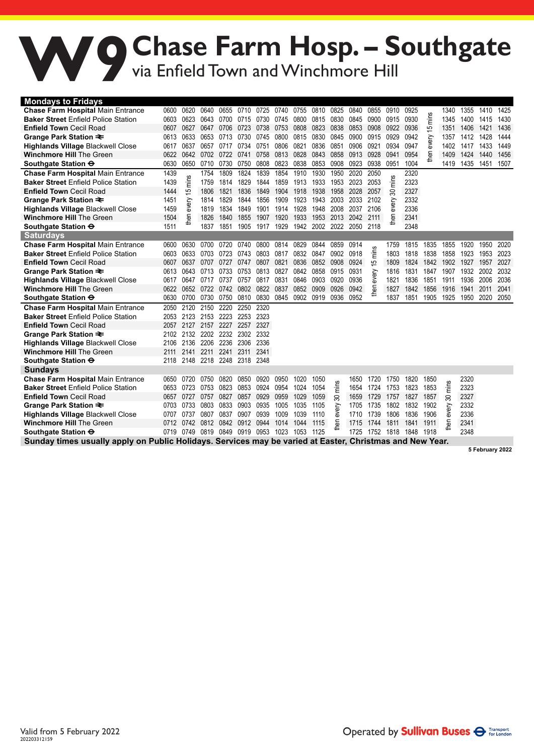# W9 Chase Farm Hosp. – Southgate

## via Enfield Town and Winchmore Hill

### Mondays to Fridays

| Stop | | | | | | | | | | | | | | | | | | | |
|---|---|---|---|---|---|---|---|---|---|---|---|---|---|---|---|---|---|---|---|
| **Chase Farm Hospital** Main Entrance | 0600 | 0620 | 0640 | 0655 | 0710 | 0725 | 0740 | 0755 | 0810 | 0825 | 0840 | 0855 | 0910 | 0925 | then every 15 mins | 1340 | 1355 | 1410 | 1425 |
| **Baker Street** Enfield Police Station | 0603 | 0623 | 0643 | 0700 | 0715 | 0730 | 0745 | 0800 | 0815 | 0830 | 0845 | 0900 | 0915 | 0930 | | 1345 | 1400 | 1415 | 1430 |
| **Enfield Town** Cecil Road | 0607 | 0627 | 0647 | 0706 | 0723 | 0738 | 0753 | 0808 | 0823 | 0838 | 0853 | 0908 | 0922 | 0936 | | 1351 | 1406 | 1421 | 1436 |
| **Grange Park Station** ≹ | 0613 | 0633 | 0653 | 0713 | 0730 | 0745 | 0800 | 0815 | 0830 | 0845 | 0900 | 0915 | 0929 | 0942 | | 1357 | 1412 | 1428 | 1444 |
| **Highlands Village** Blackwell Close | 0617 | 0637 | 0657 | 0717 | 0734 | 0751 | 0806 | 0821 | 0836 | 0851 | 0906 | 0921 | 0934 | 0947 | | 1402 | 1417 | 1433 | 1449 |
| **Winchmore Hill** The Green | 0622 | 0642 | 0702 | 0722 | 0741 | 0758 | 0813 | 0828 | 0843 | 0858 | 0913 | 0928 | 0941 | 0954 | | 1409 | 1424 | 1440 | 1456 |
| **Southgate Station** ⊖ | 0630 | 0650 | 0710 | 0730 | 0750 | 0808 | 0823 | 0838 | 0853 | 0908 | 0923 | 0938 | 0951 | 1004 | | 1419 | 1435 | 1451 | 1507 |

| Stop | | | | | | | | | | | | | | | | |
|---|---|---|---|---|---|---|---|---|---|---|---|---|---|---|---|---|
| **Chase Farm Hospital** Main Entrance | 1439 | then every 15 mins | 1754 | 1809 | 1824 | 1839 | 1854 | 1910 | 1930 | 1950 | 2020 | 2050 | then every 30 mins | 2320 |
| **Baker Street** Enfield Police Station | 1439 | | 1759 | 1814 | 1829 | 1844 | 1859 | 1913 | 1933 | 1953 | 2023 | 2053 | | 2323 |
| **Enfield Town** Cecil Road | 1444 | | 1806 | 1821 | 1836 | 1849 | 1904 | 1918 | 1938 | 1958 | 2028 | 2057 | | 2327 |
| **Grange Park Station** ≹ | 1451 | | 1814 | 1829 | 1844 | 1856 | 1909 | 1923 | 1943 | 2003 | 2033 | 2102 | | 2332 |
| **Highlands Village** Blackwell Close | 1459 | | 1819 | 1834 | 1849 | 1901 | 1914 | 1928 | 1948 | 2008 | 2037 | 2106 | | 2336 |
| **Winchmore Hill** The Green | 1504 | | 1826 | 1840 | 1855 | 1907 | 1920 | 1933 | 1953 | 2013 | 2042 | 2111 | | 2341 |
| **Southgate Station** ⊖ | 1511 | | 1837 | 1851 | 1905 | 1917 | 1929 | 1942 | 2002 | 2022 | 2050 | 2118 | | 2348 |

### Saturdays

| Stop | | | | | | | | | | | | | | | | | | | |
|---|---|---|---|---|---|---|---|---|---|---|---|---|---|---|---|---|---|---|---|
| **Chase Farm Hospital** Main Entrance | 0600 | 0630 | 0700 | 0720 | 0740 | 0800 | 0814 | 0829 | 0844 | 0859 | 0914 | then every 15 mins | 1759 | 1815 | 1835 | 1855 | 1920 | 1950 | 2020 |
| **Baker Street** Enfield Police Station | 0603 | 0633 | 0703 | 0723 | 0743 | 0803 | 0817 | 0832 | 0847 | 0902 | 0918 | | 1803 | 1818 | 1838 | 1858 | 1923 | 1953 | 2023 |
| **Enfield Town** Cecil Road | 0607 | 0637 | 0707 | 0727 | 0747 | 0807 | 0821 | 0836 | 0852 | 0908 | 0924 | | 1809 | 1824 | 1842 | 1902 | 1927 | 1957 | 2027 |
| **Grange Park Station** ≹ | 0613 | 0643 | 0713 | 0733 | 0753 | 0813 | 0827 | 0842 | 0858 | 0915 | 0931 | | 1816 | 1831 | 1847 | 1907 | 1932 | 2002 | 2032 |
| **Highlands Village** Blackwell Close | 0617 | 0647 | 0717 | 0737 | 0757 | 0817 | 0831 | 0846 | 0903 | 0920 | 0936 | | 1821 | 1836 | 1851 | 1911 | 1936 | 2006 | 2036 |
| **Winchmore Hill** The Green | 0622 | 0652 | 0722 | 0742 | 0802 | 0822 | 0837 | 0852 | 0909 | 0926 | 0942 | | 1827 | 1842 | 1856 | 1916 | 1941 | 2011 | 2041 |
| **Southgate Station** ⊖ | 0630 | 0700 | 0730 | 0750 | 0810 | 0830 | 0845 | 0902 | 0919 | 0936 | 0952 | | 1837 | 1851 | 1905 | 1925 | 1950 | 2020 | 2050 |

| Stop | | | | | | |
|---|---|---|---|---|---|---|
| **Chase Farm Hospital** Main Entrance | 2050 | 2120 | 2150 | 2220 | 2250 | 2320 |
| **Baker Street** Enfield Police Station | 2053 | 2123 | 2153 | 2223 | 2253 | 2323 |
| **Enfield Town** Cecil Road | 2057 | 2127 | 2157 | 2227 | 2257 | 2327 |
| **Grange Park Station** ≹ | 2102 | 2132 | 2202 | 2232 | 2302 | 2332 |
| **Highlands Village** Blackwell Close | 2106 | 2136 | 2206 | 2236 | 2306 | 2336 |
| **Winchmore Hill** The Green | 2111 | 2141 | 2211 | 2241 | 2311 | 2341 |
| **Southgate Station** ⊖ | 2118 | 2148 | 2218 | 2248 | 2318 | 2348 |

### Sundays

| Stop | | | | | | | | | | | | | | | | | | |
|---|---|---|---|---|---|---|---|---|---|---|---|---|---|---|---|---|---|---|
| **Chase Farm Hospital** Main Entrance | 0650 | 0720 | 0750 | 0820 | 0850 | 0920 | 0950 | 1020 | 1050 | then every 30 mins | 1650 | 1720 | 1750 | 1820 | 1850 | then every 30 mins | 2320 |
| **Baker Street** Enfield Police Station | 0653 | 0723 | 0753 | 0823 | 0853 | 0924 | 0954 | 1024 | 1054 | | 1654 | 1724 | 1753 | 1823 | 1853 | | 2323 |
| **Enfield Town** Cecil Road | 0657 | 0727 | 0757 | 0827 | 0857 | 0929 | 0959 | 1029 | 1059 | | 1659 | 1729 | 1757 | 1827 | 1857 | | 2327 |
| **Grange Park Station** ≹ | 0703 | 0733 | 0803 | 0833 | 0903 | 0935 | 1005 | 1035 | 1105 | | 1705 | 1735 | 1802 | 1832 | 1902 | | 2332 |
| **Highlands Village** Blackwell Close | 0707 | 0737 | 0807 | 0837 | 0907 | 0939 | 1009 | 1039 | 1110 | | 1710 | 1739 | 1806 | 1836 | 1906 | | 2336 |
| **Winchmore Hill** The Green | 0712 | 0742 | 0812 | 0842 | 0912 | 0944 | 1014 | 1044 | 1115 | | 1715 | 1744 | 1811 | 1841 | 1911 | | 2341 |
| **Southgate Station** ⊖ | 0719 | 0749 | 0819 | 0849 | 0919 | 0953 | 1023 | 1053 | 1125 | | 1725 | 1752 | 1818 | 1848 | 1918 | | 2348 |

**Sunday times usually apply on Public Holidays. Services may be varied at Easter, Christmas and New Year.**

5 February 2022

Valid from 5 February 2022

2022033112159

Operated by Sullivan Buses — Transport for London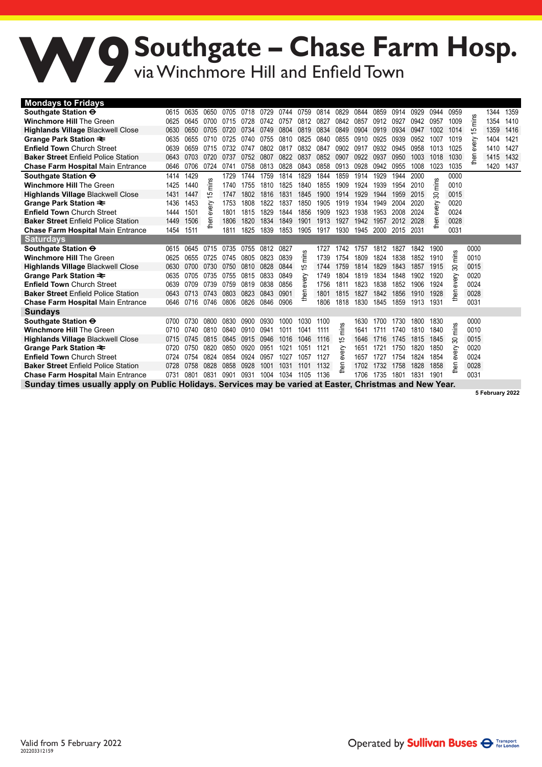# W9 Southgate – Chase Farm Hosp.

via Winchmore Hill and Enfield Town

## Mondays to Fridays

| Stop | | | | | | | | | | | | | | | | | | | |
|---|---|---|---|---|---|---|---|---|---|---|---|---|---|---|---|---|---|---|---|
| **Southgate Station** ⊖ | 0615 | 0635 | 0650 | 0705 | 0718 | 0729 | 0744 | 0759 | 0814 | 0829 | 0844 | 0859 | 0914 | 0929 | 0944 | 0959 | then every 15 mins | 1344 | 1359 |
| **Winchmore Hill** The Green | 0625 | 0645 | 0700 | 0715 | 0728 | 0742 | 0757 | 0812 | 0827 | 0842 | 0857 | 0912 | 0927 | 0942 | 0957 | 1009 | | 1354 | 1410 |
| **Highlands Village** Blackwell Close | 0630 | 0650 | 0705 | 0720 | 0734 | 0749 | 0804 | 0819 | 0834 | 0849 | 0904 | 0919 | 0934 | 0947 | 1002 | 1014 | | 1359 | 1416 |
| **Grange Park Station** ⇌ | 0635 | 0655 | 0710 | 0725 | 0740 | 0755 | 0810 | 0825 | 0840 | 0855 | 0910 | 0925 | 0939 | 0952 | 1007 | 1019 | | 1404 | 1421 |
| **Enfield Town** Church Street | 0639 | 0659 | 0715 | 0732 | 0747 | 0802 | 0817 | 0832 | 0847 | 0902 | 0917 | 0932 | 0945 | 0958 | 1013 | 1025 | | 1410 | 1427 |
| **Baker Street** Enfield Police Station | 0643 | 0703 | 0720 | 0737 | 0752 | 0807 | 0822 | 0837 | 0852 | 0907 | 0922 | 0937 | 0950 | 1003 | 1018 | 1030 | | 1415 | 1432 |
| **Chase Farm Hospital** Main Entrance | 0646 | 0706 | 0724 | 0741 | 0758 | 0813 | 0828 | 0843 | 0858 | 0913 | 0928 | 0942 | 0955 | 1008 | 1023 | 1035 | | 1420 | 1437 |

| Stop | | | | | | | | | | | | | | | | | | | |
|---|---|---|---|---|---|---|---|---|---|---|---|---|---|---|---|---|---|---|---|
| **Southgate Station** ⊖ | 1414 | 1429 | then every 15 mins | 1729 | 1744 | 1759 | 1814 | 1829 | 1844 | 1859 | 1914 | 1929 | 1944 | 2000 | then every 30 mins | 0000 |
| **Winchmore Hill** The Green | 1425 | 1440 | | 1740 | 1755 | 1810 | 1825 | 1840 | 1855 | 1909 | 1924 | 1939 | 1954 | 2010 | | 0010 |
| **Highlands Village** Blackwell Close | 1431 | 1447 | | 1747 | 1802 | 1816 | 1831 | 1845 | 1900 | 1914 | 1929 | 1944 | 1959 | 2015 | | 0015 |
| **Grange Park Station** ⇌ | 1436 | 1453 | | 1753 | 1808 | 1822 | 1837 | 1850 | 1905 | 1919 | 1934 | 1949 | 2004 | 2020 | | 0020 |
| **Enfield Town** Church Street | 1444 | 1501 | | 1801 | 1815 | 1829 | 1844 | 1856 | 1909 | 1923 | 1938 | 1953 | 2008 | 2024 | | 0024 |
| **Baker Street** Enfield Police Station | 1449 | 1506 | | 1806 | 1820 | 1834 | 1849 | 1901 | 1913 | 1927 | 1942 | 1957 | 2012 | 2028 | | 0028 |
| **Chase Farm Hospital** Main Entrance | 1454 | 1511 | | 1811 | 1825 | 1839 | 1853 | 1905 | 1917 | 1930 | 1945 | 2000 | 2015 | 2031 | | 0031 |

## Saturdays

| Stop | | | | | | | | | | | | | | | | | | |
|---|---|---|---|---|---|---|---|---|---|---|---|---|---|---|---|---|---|---|
| **Southgate Station** ⊖ | 0615 | 0645 | 0715 | 0735 | 0755 | 0812 | 0827 | then every 15 mins | 1727 | 1742 | 1757 | 1812 | 1827 | 1842 | 1900 | then every 30 mins | 0000 |
| **Winchmore Hill** The Green | 0625 | 0655 | 0725 | 0745 | 0805 | 0823 | 0839 | | 1739 | 1754 | 1809 | 1824 | 1838 | 1852 | 1910 | | 0010 |
| **Highlands Village** Blackwell Close | 0630 | 0700 | 0730 | 0750 | 0810 | 0828 | 0844 | | 1744 | 1759 | 1814 | 1829 | 1843 | 1857 | 1915 | | 0015 |
| **Grange Park Station** ⇌ | 0635 | 0705 | 0735 | 0755 | 0815 | 0833 | 0849 | | 1749 | 1804 | 1819 | 1834 | 1848 | 1902 | 1920 | | 0020 |
| **Enfield Town** Church Street | 0639 | 0709 | 0739 | 0759 | 0819 | 0838 | 0856 | | 1756 | 1811 | 1823 | 1838 | 1852 | 1906 | 1924 | | 0024 |
| **Baker Street** Enfield Police Station | 0643 | 0713 | 0743 | 0803 | 0823 | 0843 | 0901 | | 1801 | 1815 | 1827 | 1842 | 1856 | 1910 | 1928 | | 0028 |
| **Chase Farm Hospital** Main Entrance | 0646 | 0716 | 0746 | 0806 | 0826 | 0846 | 0906 | | 1806 | 1818 | 1830 | 1845 | 1859 | 1913 | 1931 | | 0031 |

## Sundays

| Stop | | | | | | | | | | | | | | | | | | |
|---|---|---|---|---|---|---|---|---|---|---|---|---|---|---|---|---|---|---|
| **Southgate Station** ⊖ | 0700 | 0730 | 0800 | 0830 | 0900 | 0930 | 1000 | 1030 | 1100 | then every 15 mins | 1630 | 1700 | 1730 | 1800 | 1830 | then every 30 mins | 0000 |
| **Winchmore Hill** The Green | 0710 | 0740 | 0810 | 0840 | 0910 | 0941 | 1011 | 1041 | 1111 | | 1641 | 1711 | 1740 | 1810 | 1840 | | 0010 |
| **Highlands Village** Blackwell Close | 0715 | 0745 | 0815 | 0845 | 0915 | 0946 | 1016 | 1046 | 1116 | | 1646 | 1716 | 1745 | 1815 | 1845 | | 0015 |
| **Grange Park Station** ⇌ | 0720 | 0750 | 0820 | 0850 | 0920 | 0951 | 1021 | 1051 | 1121 | | 1651 | 1721 | 1750 | 1820 | 1850 | | 0020 |
| **Enfield Town** Church Street | 0724 | 0754 | 0824 | 0854 | 0924 | 0957 | 1027 | 1057 | 1127 | | 1657 | 1727 | 1754 | 1824 | 1854 | | 0024 |
| **Baker Street** Enfield Police Station | 0728 | 0758 | 0828 | 0858 | 0928 | 1001 | 1031 | 1101 | 1132 | | 1702 | 1732 | 1758 | 1828 | 1858 | | 0028 |
| **Chase Farm Hospital** Main Entrance | 0731 | 0801 | 0831 | 0901 | 0931 | 1004 | 1034 | 1105 | 1136 | | 1706 | 1735 | 1801 | 1831 | 1901 | | 0031 |

**Sunday times usually apply on Public Holidays. Services may be varied at Easter, Christmas and New Year.**

**5 February 2022**

Valid from 5 February 2022

20220331215 9

Operated by **Sullivan Buses** Transport for London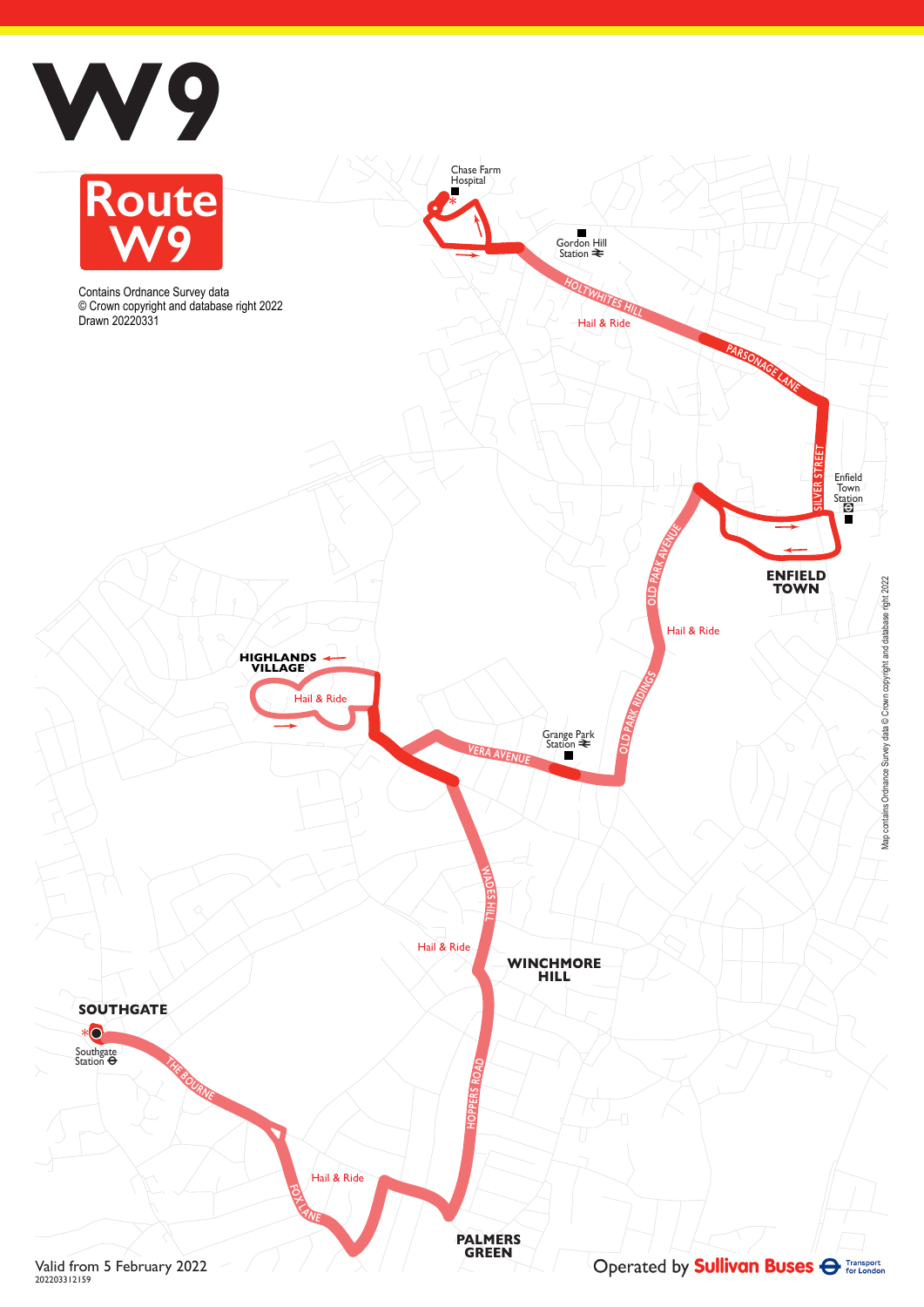# W9

## Route W9

Contains Ordnance Survey data
© Crown copyright and database right 2022
Drawn 20220331

Chase Farm Hospital

Gordon Hill Station

HOLTWHITES HILL

Hail & Ride

PARSONAGE LANE

SILVER STREET

Enfield Town Station

ENFIELD TOWN

OLD PARK AVENUE

Hail & Ride

OLD PARK RIDINGS

HIGHLANDS VILLAGE

Hail & Ride

Grange Park Station

VERA AVENUE

WADES HILL

Hail & Ride

WINCHMORE HILL

SOUTHGATE

Southgate Station

THE BOURNE

HOPPERS ROAD

Hail & Ride

FOX LANE

PALMERS GREEN

Map contains Ordnance Survey data © Crown copyright and database right 2022

Valid from 5 February 2022

20220331 2159

Operated by Sullivan Buses

Transport for London